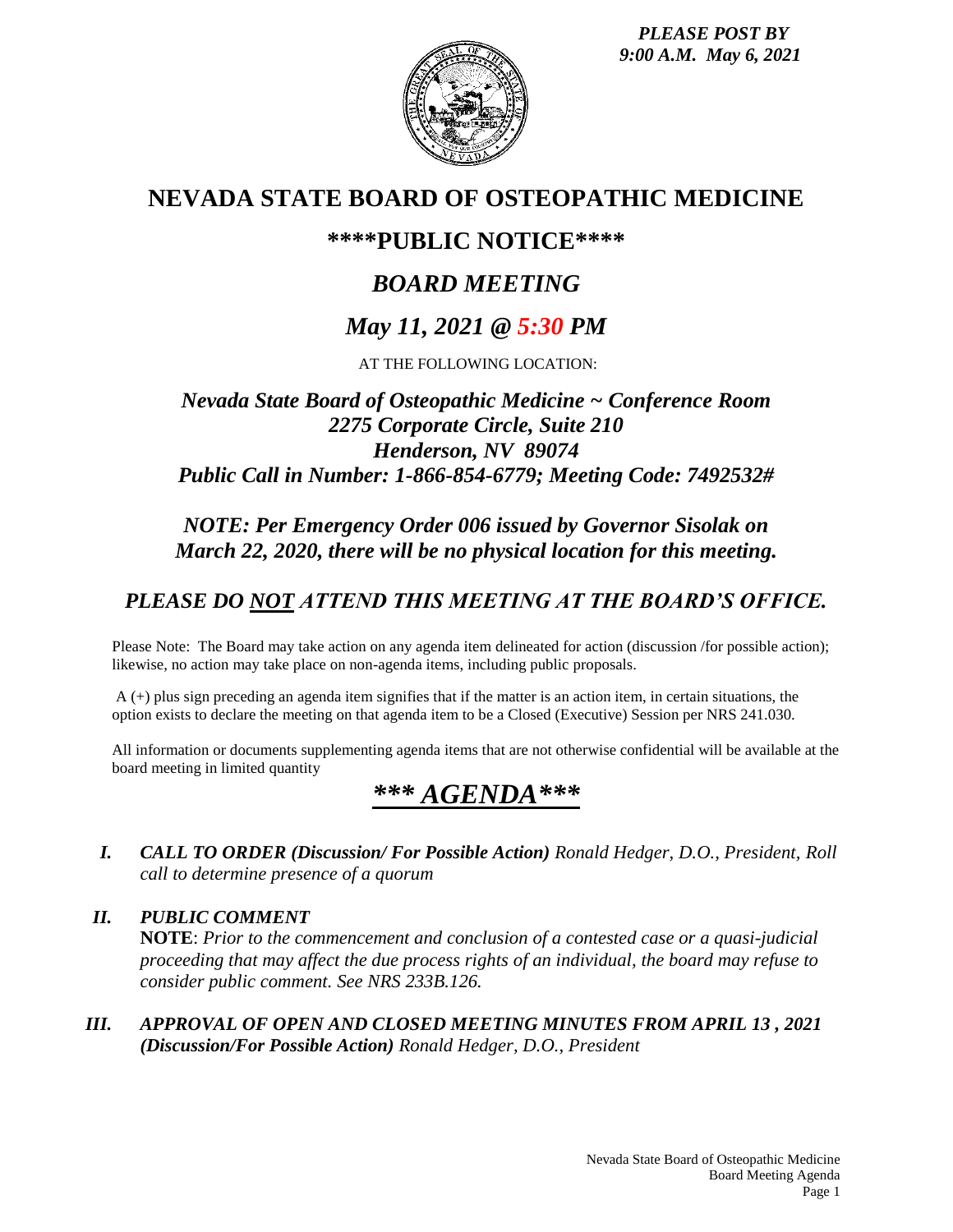*PLEASE POST BY 9:00 A.M. May 6, 2021*

# NEVADA STATE BOARD OF OSTEOPATHIC MEDICINE

## \*\*\*\*PUBLIC NOTICE\*\*\*\*

## *BOARD MEETING*

## *May 11, 2021 @ 5:30 PM*

AT THE FOLLOWING LOCATION:

***Nevada State Board of Osteopathic Medicine ~ Conference Room***
***2275 Corporate Circle, Suite 210***
***Henderson, NV 89074***
***Public Call in Number: 1-866-854-6779; Meeting Code: 7492532#***

***NOTE: Per Emergency Order 006 issued by Governor Sisolak on March 22, 2020, there will be no physical location for this meeting.***

***PLEASE DO NOT ATTEND THIS MEETING AT THE BOARD'S OFFICE.***

Please Note: The Board may take action on any agenda item delineated for action (discussion /for possible action); likewise, no action may take place on non-agenda items, including public proposals.

A (+) plus sign preceding an agenda item signifies that if the matter is an action item, in certain situations, the option exists to declare the meeting on that agenda item to be a Closed (Executive) Session per NRS 241.030.

All information or documents supplementing agenda items that are not otherwise confidential will be available at the board meeting in limited quantity

## *\*\*\* AGENDA\*\*\**

*I.* ***CALL TO ORDER (Discussion/ For Possible Action)*** *Ronald Hedger, D.O., President, Roll call to determine presence of a quorum*

*II.* ***PUBLIC COMMENT***
**NOTE**: *Prior to the commencement and conclusion of a contested case or a quasi-judicial proceeding that may affect the due process rights of an individual, the board may refuse to consider public comment. See NRS 233B.126.*

*III.* ***APPROVAL OF OPEN AND CLOSED MEETING MINUTES FROM APRIL 13 , 2021 (Discussion/For Possible Action)*** *Ronald Hedger, D.O., President*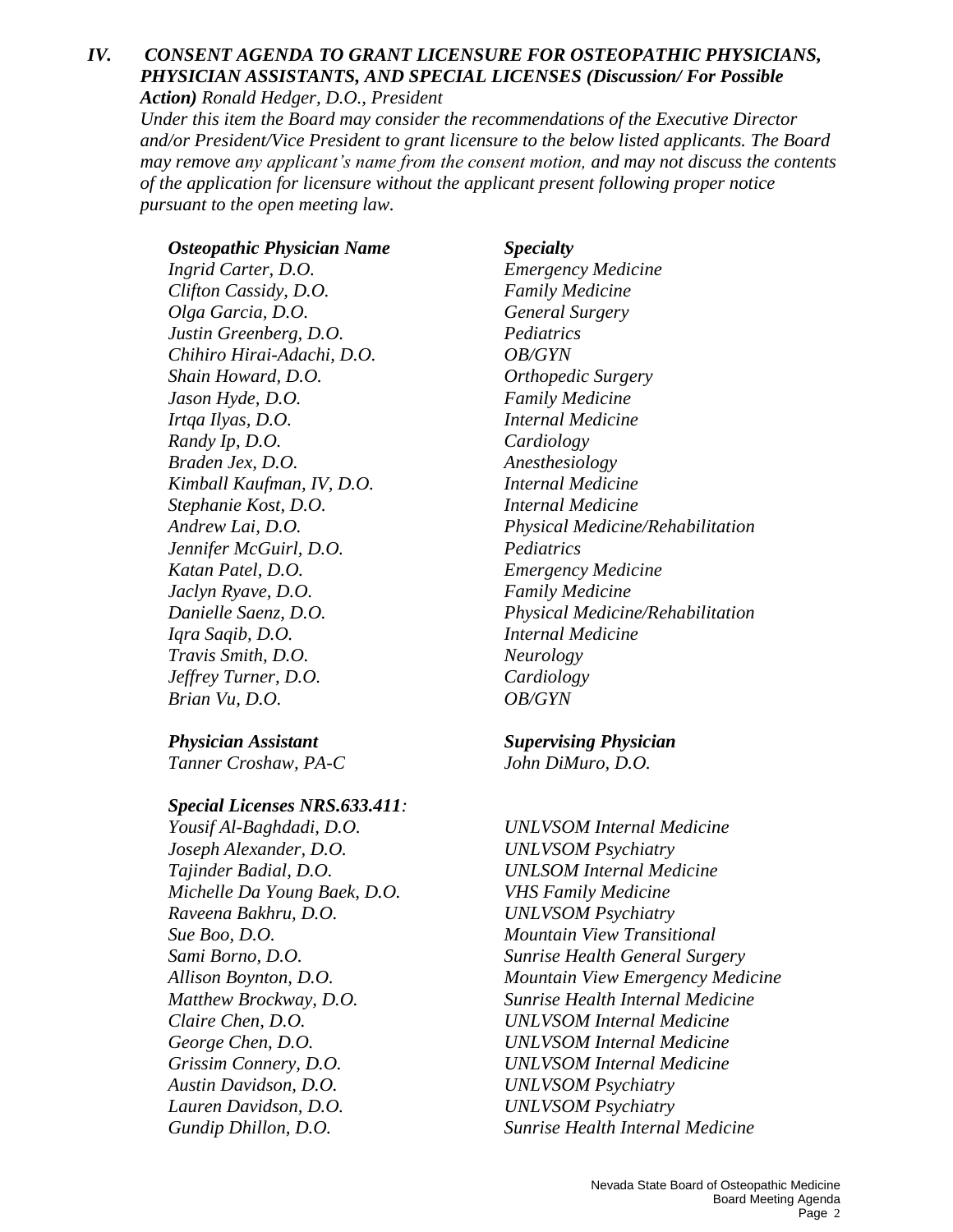## *IV. CONSENT AGENDA TO GRANT LICENSURE FOR OSTEOPATHIC PHYSICIANS, PHYSICIAN ASSISTANTS, AND SPECIAL LICENSES (Discussion/ For Possible Action)* *Ronald Hedger, D.O., President*

*Under this item the Board may consider the recommendations of the Executive Director and/or President/Vice President to grant licensure to the below listed applicants. The Board may remove any applicant's name from the consent motion, and may not discuss the contents of the application for licensure without the applicant present following proper notice pursuant to the open meeting law.*

| ***Osteopathic Physician Name*** | ***Specialty*** |
|---|---|
| *Ingrid Carter, D.O.* | *Emergency Medicine* |
| *Clifton Cassidy, D.O.* | *Family Medicine* |
| *Olga Garcia, D.O.* | *General Surgery* |
| *Justin Greenberg, D.O.* | *Pediatrics* |
| *Chihiro Hirai-Adachi, D.O.* | *OB/GYN* |
| *Shain Howard, D.O.* | *Orthopedic Surgery* |
| *Jason Hyde, D.O.* | *Family Medicine* |
| *Irtqa Ilyas, D.O.* | *Internal Medicine* |
| *Randy Ip, D.O.* | *Cardiology* |
| *Braden Jex, D.O.* | *Anesthesiology* |
| *Kimball Kaufman, IV, D.O.* | *Internal Medicine* |
| *Stephanie Kost, D.O.* | *Internal Medicine* |
| *Andrew Lai, D.O.* | *Physical Medicine/Rehabilitation* |
| *Jennifer McGuirl, D.O.* | *Pediatrics* |
| *Katan Patel, D.O.* | *Emergency Medicine* |
| *Jaclyn Ryave, D.O.* | *Family Medicine* |
| *Danielle Saenz, D.O.* | *Physical Medicine/Rehabilitation* |
| *Iqra Saqib, D.O.* | *Internal Medicine* |
| *Travis Smith, D.O.* | *Neurology* |
| *Jeffrey Turner, D.O.* | *Cardiology* |
| *Brian Vu, D.O.* | *OB/GYN* |

| ***Physician Assistant*** | ***Supervising Physician*** |
|---|---|
| *Tanner Croshaw, PA-C* | *John DiMuro, D.O.* |

***Special Licenses NRS.633.411:***

| | |
|---|---|
| *Yousif Al-Baghdadi, D.O.* | *UNLVSOM Internal Medicine* |
| *Joseph Alexander, D.O.* | *UNLVSOM Psychiatry* |
| *Tajinder Badial, D.O.* | *UNLSOM Internal Medicine* |
| *Michelle Da Young Baek, D.O.* | *VHS Family Medicine* |
| *Raveena Bakhru, D.O.* | *UNLVSOM Psychiatry* |
| *Sue Boo, D.O.* | *Mountain View Transitional* |
| *Sami Borno, D.O.* | *Sunrise Health General Surgery* |
| *Allison Boynton, D.O.* | *Mountain View Emergency Medicine* |
| *Matthew Brockway, D.O.* | *Sunrise Health Internal Medicine* |
| *Claire Chen, D.O.* | *UNLVSOM Internal Medicine* |
| *George Chen, D.O.* | *UNLVSOM Internal Medicine* |
| *Grissim Connery, D.O.* | *UNLVSOM Internal Medicine* |
| *Austin Davidson, D.O.* | *UNLVSOM Psychiatry* |
| *Lauren Davidson, D.O.* | *UNLVSOM Psychiatry* |
| *Gundip Dhillon, D.O.* | *Sunrise Health Internal Medicine* |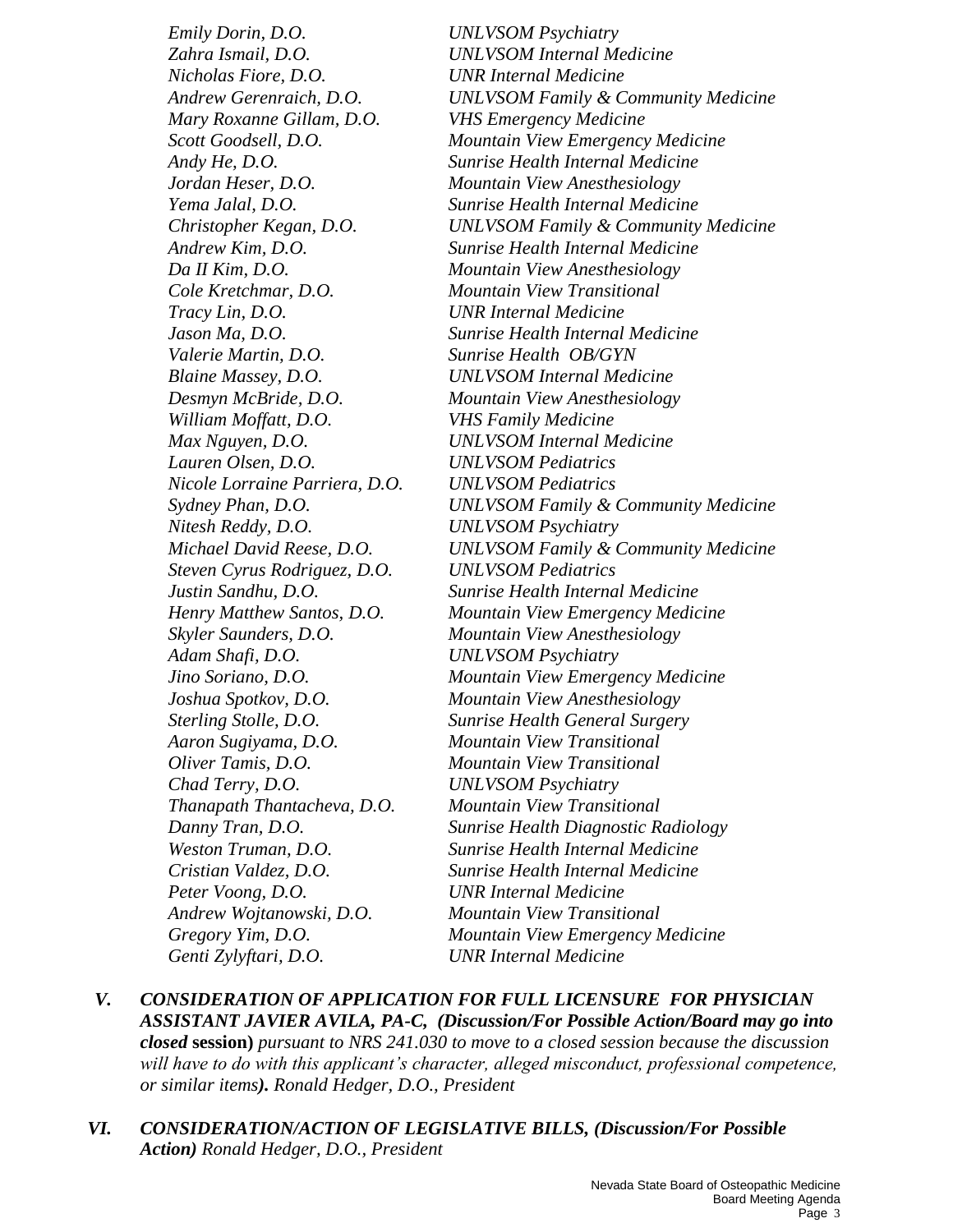*Emily Dorin, D.O.* *UNLVSOM Psychiatry*
*Zahra Ismail, D.O.* *UNLVSOM Internal Medicine*
*Nicholas Fiore, D.O.* *UNR Internal Medicine*
*Andrew Gerenraich, D.O.* *UNLVSOM Family & Community Medicine*
*Mary Roxanne Gillam, D.O.* *VHS Emergency Medicine*
*Scott Goodsell, D.O.* *Mountain View Emergency Medicine*
*Andy He, D.O.* *Sunrise Health Internal Medicine*
*Jordan Heser, D.O.* *Mountain View Anesthesiology*
*Yema Jalal, D.O.* *Sunrise Health Internal Medicine*
*Christopher Kegan, D.O.* *UNLVSOM Family & Community Medicine*
*Andrew Kim, D.O.* *Sunrise Health Internal Medicine*
*Da Il Kim, D.O.* *Mountain View Anesthesiology*
*Cole Kretchmar, D.O.* *Mountain View Transitional*
*Tracy Lin, D.O.* *UNR Internal Medicine*
*Jason Ma, D.O.* *Sunrise Health Internal Medicine*
*Valerie Martin, D.O.* *Sunrise Health OB/GYN*
*Blaine Massey, D.O.* *UNLVSOM Internal Medicine*
*Desmyn McBride, D.O.* *Mountain View Anesthesiology*
*William Moffatt, D.O.* *VHS Family Medicine*
*Max Nguyen, D.O.* *UNLVSOM Internal Medicine*
*Lauren Olsen, D.O.* *UNLVSOM Pediatrics*
*Nicole Lorraine Parriera, D.O.* *UNLVSOM Pediatrics*
*Sydney Phan, D.O.* *UNLVSOM Family & Community Medicine*
*Nitesh Reddy, D.O.* *UNLVSOM Psychiatry*
*Michael David Reese, D.O.* *UNLVSOM Family & Community Medicine*
*Steven Cyrus Rodriguez, D.O.* *UNLVSOM Pediatrics*
*Justin Sandhu, D.O.* *Sunrise Health Internal Medicine*
*Henry Matthew Santos, D.O.* *Mountain View Emergency Medicine*
*Skyler Saunders, D.O.* *Mountain View Anesthesiology*
*Adam Shafi, D.O.* *UNLVSOM Psychiatry*
*Jino Soriano, D.O.* *Mountain View Emergency Medicine*
*Joshua Spotkov, D.O.* *Mountain View Anesthesiology*
*Sterling Stolle, D.O.* *Sunrise Health General Surgery*
*Aaron Sugiyama, D.O.* *Mountain View Transitional*
*Oliver Tamis, D.O.* *Mountain View Transitional*
*Chad Terry, D.O.* *UNLVSOM Psychiatry*
*Thanapath Thantacheva, D.O.* *Mountain View Transitional*
*Danny Tran, D.O.* *Sunrise Health Diagnostic Radiology*
*Weston Truman, D.O.* *Sunrise Health Internal Medicine*
*Cristian Valdez, D.O.* *Sunrise Health Internal Medicine*
*Peter Voong, D.O.* *UNR Internal Medicine*
*Andrew Wojtanowski, D.O.* *Mountain View Transitional*
*Gregory Yim, D.O.* *Mountain View Emergency Medicine*
*Genti Zylyftari, D.O.* *UNR Internal Medicine*

***V. CONSIDERATION OF APPLICATION FOR FULL LICENSURE FOR PHYSICIAN ASSISTANT JAVIER AVILA, PA-C, (Discussion/For Possible Action/Board may go into closed* session)** *pursuant to NRS 241.030 to move to a closed session because the discussion will have to do with this applicant's character, alleged misconduct, professional competence, or similar items**).** Ronald Hedger, D.O., President*

***VI. CONSIDERATION/ACTION OF LEGISLATIVE BILLS, (Discussion/For Possible Action)*** *Ronald Hedger, D.O., President*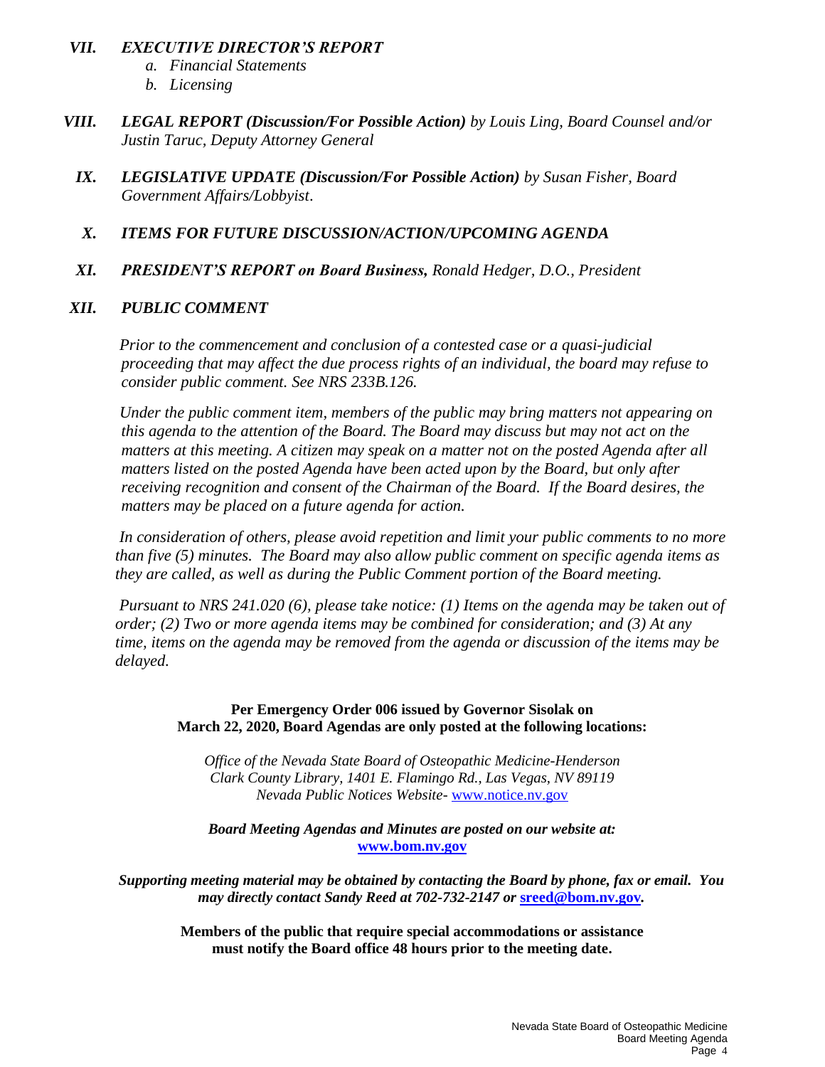***VII. EXECUTIVE DIRECTOR'S REPORT***

*a. Financial Statements*

*b. Licensing*

***VIII. LEGAL REPORT (Discussion/For Possible Action)*** *by Louis Ling, Board Counsel and/or Justin Taruc, Deputy Attorney General*

***IX. LEGISLATIVE UPDATE (Discussion/For Possible Action)*** *by Susan Fisher, Board Government Affairs/Lobbyist*.

***X. ITEMS FOR FUTURE DISCUSSION/ACTION/UPCOMING AGENDA***

***XI. PRESIDENT'S REPORT on Board Business,*** *Ronald Hedger, D.O., President*

***XII. PUBLIC COMMENT***

*Prior to the commencement and conclusion of a contested case or a quasi-judicial proceeding that may affect the due process rights of an individual, the board may refuse to consider public comment. See NRS 233B.126.*

*Under the public comment item, members of the public may bring matters not appearing on this agenda to the attention of the Board. The Board may discuss but may not act on the matters at this meeting. A citizen may speak on a matter not on the posted Agenda after all matters listed on the posted Agenda have been acted upon by the Board, but only after receiving recognition and consent of the Chairman of the Board. If the Board desires, the matters may be placed on a future agenda for action.*

*In consideration of others, please avoid repetition and limit your public comments to no more than five (5) minutes. The Board may also allow public comment on specific agenda items as they are called, as well as during the Public Comment portion of the Board meeting.*

*Pursuant to NRS 241.020 (6), please take notice: (1) Items on the agenda may be taken out of order; (2) Two or more agenda items may be combined for consideration; and (3) At any time, items on the agenda may be removed from the agenda or discussion of the items may be delayed.*

**Per Emergency Order 006 issued by Governor Sisolak on March 22, 2020, Board Agendas are only posted at the following locations:**

*Office of the Nevada State Board of Osteopathic Medicine-Henderson*
*Clark County Library, 1401 E. Flamingo Rd., Las Vegas, NV 89119*
*Nevada Public Notices Website-* www.notice.nv.gov

***Board Meeting Agendas and Minutes are posted on our website at:***
**www.bom.nv.gov**

***Supporting meeting material may be obtained by contacting the Board by phone, fax or email. You may directly contact Sandy Reed at 702-732-2147 or sreed@bom.nv.gov.***

**Members of the public that require special accommodations or assistance must notify the Board office 48 hours prior to the meeting date.**